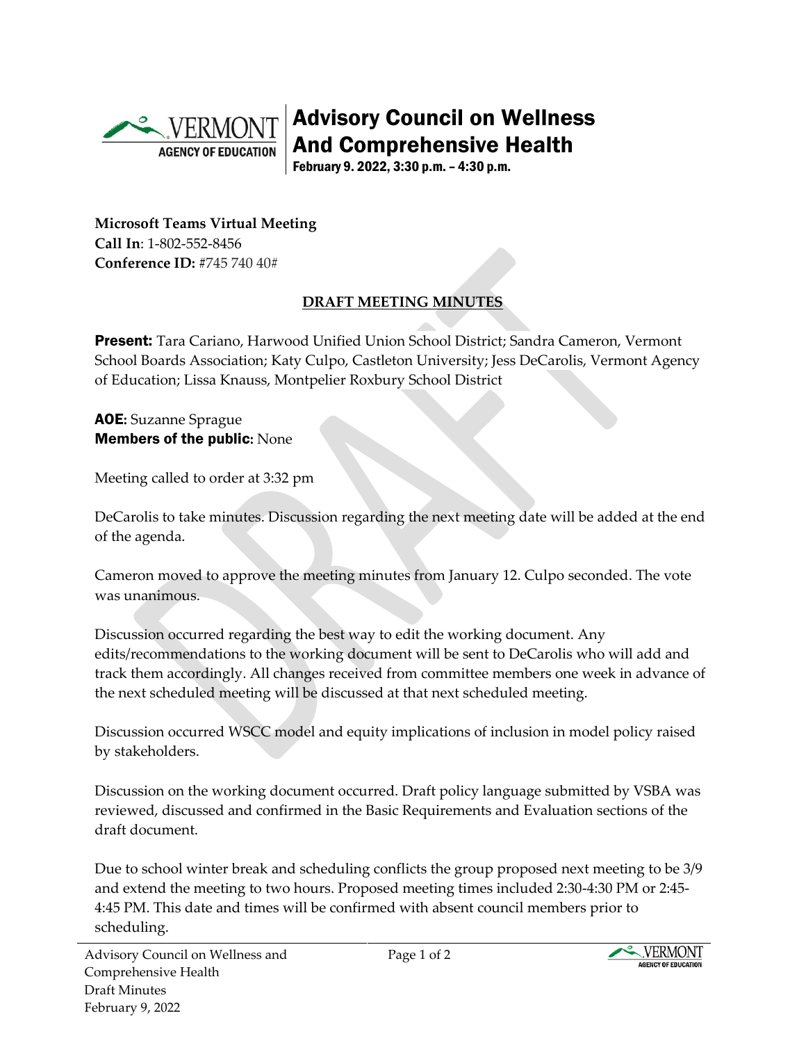# Advisory Council on Wellness And Comprehensive Health

February 9. 2022, 3:30 p.m. – 4:30 p.m.

**Microsoft Teams Virtual Meeting**
**Call In**: 1-802-552-8456
**Conference ID:** #745 740 40#

## DRAFT MEETING MINUTES

**Present:** Tara Cariano, Harwood Unified Union School District; Sandra Cameron, Vermont School Boards Association; Katy Culpo, Castleton University; Jess DeCarolis, Vermont Agency of Education; Lissa Knauss, Montpelier Roxbury School District

**AOE:** Suzanne Sprague
**Members of the public:** None

Meeting called to order at 3:32 pm

DeCarolis to take minutes. Discussion regarding the next meeting date will be added at the end of the agenda.

Cameron moved to approve the meeting minutes from January 12. Culpo seconded. The vote was unanimous.

Discussion occurred regarding the best way to edit the working document. Any edits/recommendations to the working document will be sent to DeCarolis who will add and track them accordingly. All changes received from committee members one week in advance of the next scheduled meeting will be discussed at that next scheduled meeting.

Discussion occurred WSCC model and equity implications of inclusion in model policy raised by stakeholders.

Discussion on the working document occurred. Draft policy language submitted by VSBA was reviewed, discussed and confirmed in the Basic Requirements and Evaluation sections of the draft document.

Due to school winter break and scheduling conflicts the group proposed next meeting to be 3/9 and extend the meeting to two hours. Proposed meeting times included 2:30-4:30 PM or 2:45-4:45 PM. This date and times will be confirmed with absent council members prior to scheduling.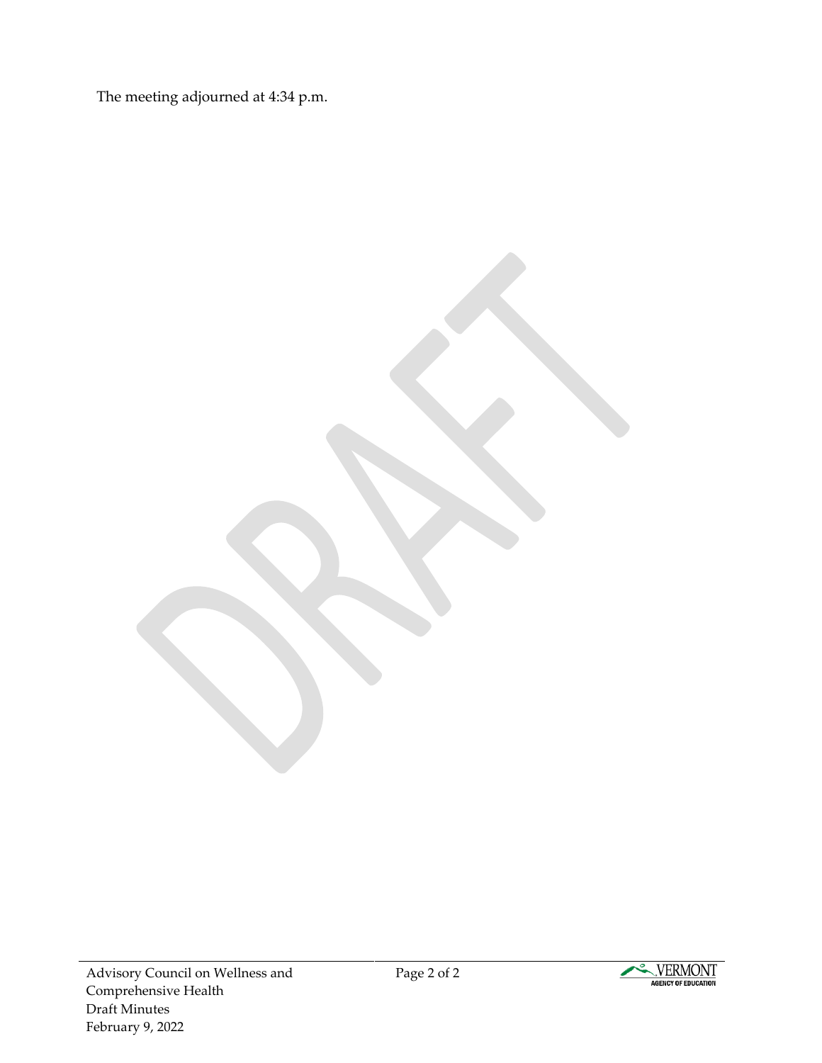The meeting adjourned at 4:34 p.m.